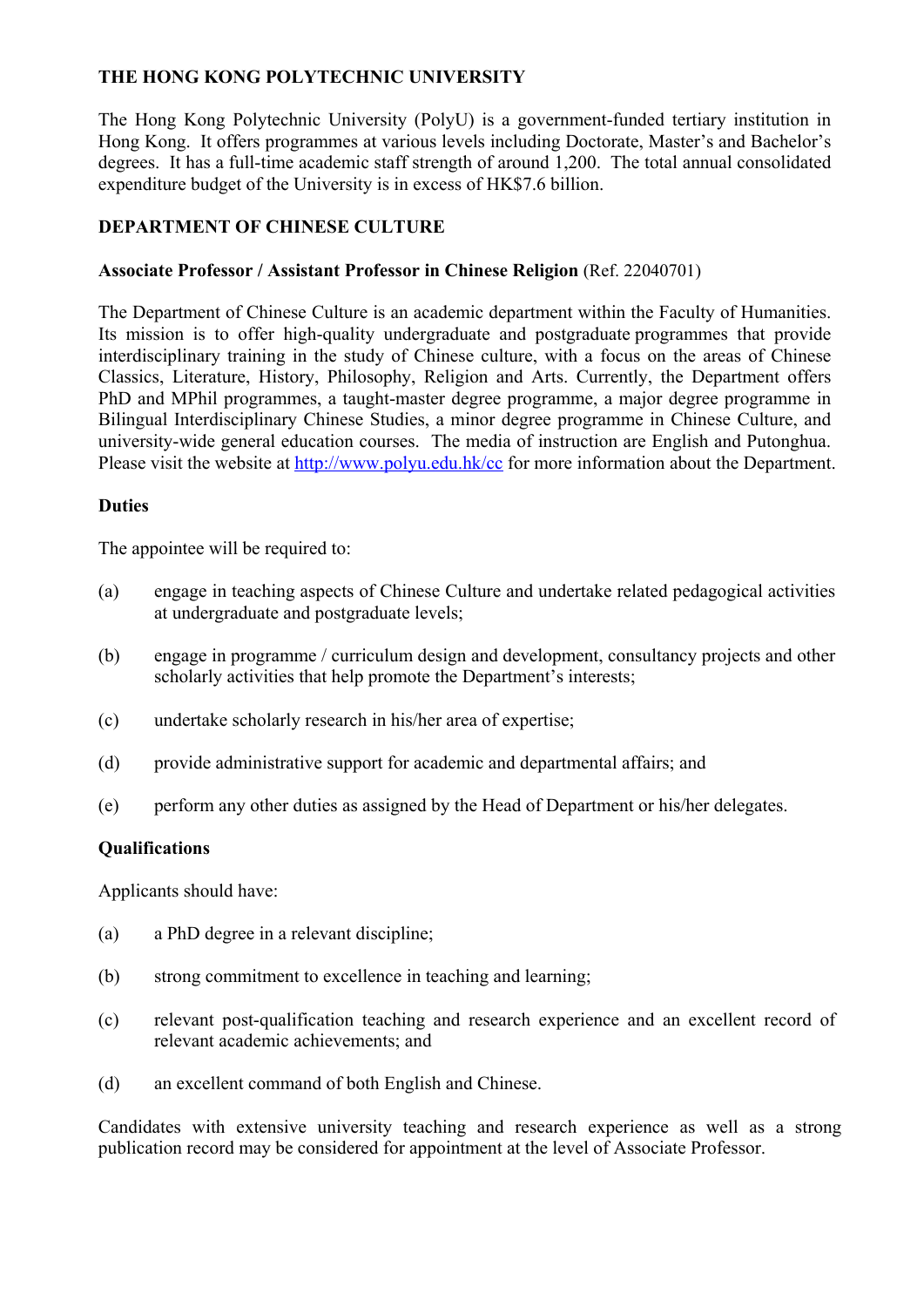**THE HONG KONG POLYTECHNIC UNIVERSITY**

The Hong Kong Polytechnic University (PolyU) is a government-funded tertiary institution in Hong Kong. It offers programmes at various levels including Doctorate, Master's and Bachelor's degrees. It has a full-time academic staff strength of around 1,200. The total annual consolidated expenditure budget of the University is in excess of HK$7.6 billion.

**DEPARTMENT OF CHINESE CULTURE**

**Associate Professor / Assistant Professor in Chinese Religion** (Ref. 22040701)

The Department of Chinese Culture is an academic department within the Faculty of Humanities. Its mission is to offer high-quality undergraduate and postgraduate programmes that provide interdisciplinary training in the study of Chinese culture, with a focus on the areas of Chinese Classics, Literature, History, Philosophy, Religion and Arts. Currently, the Department offers PhD and MPhil programmes, a taught-master degree programme, a major degree programme in Bilingual Interdisciplinary Chinese Studies, a minor degree programme in Chinese Culture, and university-wide general education courses. The media of instruction are English and Putonghua. Please visit the website at http://www.polyu.edu.hk/cc for more information about the Department.

**Duties**

The appointee will be required to:

(a) engage in teaching aspects of Chinese Culture and undertake related pedagogical activities at undergraduate and postgraduate levels;

(b) engage in programme / curriculum design and development, consultancy projects and other scholarly activities that help promote the Department's interests;

(c) undertake scholarly research in his/her area of expertise;

(d) provide administrative support for academic and departmental affairs; and

(e) perform any other duties as assigned by the Head of Department or his/her delegates.

**Qualifications**

Applicants should have:

(a) a PhD degree in a relevant discipline;

(b) strong commitment to excellence in teaching and learning;

(c) relevant post-qualification teaching and research experience and an excellent record of relevant academic achievements; and

(d) an excellent command of both English and Chinese.

Candidates with extensive university teaching and research experience as well as a strong publication record may be considered for appointment at the level of Associate Professor.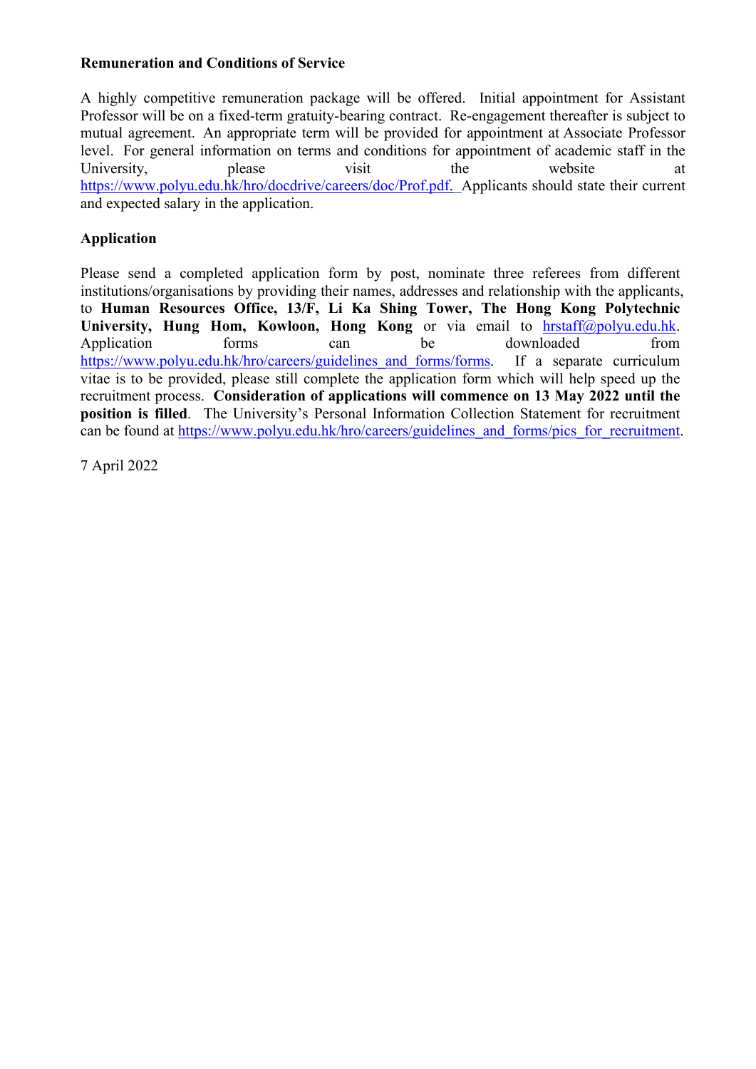**Remuneration and Conditions of Service**

A highly competitive remuneration package will be offered. Initial appointment for Assistant Professor will be on a fixed-term gratuity-bearing contract. Re-engagement thereafter is subject to mutual agreement. An appropriate term will be provided for appointment at Associate Professor level. For general information on terms and conditions for appointment of academic staff in the University, please visit the website at https://www.polyu.edu.hk/hro/docdrive/careers/doc/Prof.pdf. Applicants should state their current and expected salary in the application.

**Application**

Please send a completed application form by post, nominate three referees from different institutions/organisations by providing their names, addresses and relationship with the applicants, to **Human Resources Office, 13/F, Li Ka Shing Tower, The Hong Kong Polytechnic University, Hung Hom, Kowloon, Hong Kong** or via email to hrstaff@polyu.edu.hk. Application forms can be downloaded from https://www.polyu.edu.hk/hro/careers/guidelines_and_forms/forms. If a separate curriculum vitae is to be provided, please still complete the application form which will help speed up the recruitment process. **Consideration of applications will commence on 13 May 2022 until the position is filled**. The University's Personal Information Collection Statement for recruitment can be found at https://www.polyu.edu.hk/hro/careers/guidelines_and_forms/pics_for_recruitment.

7 April 2022